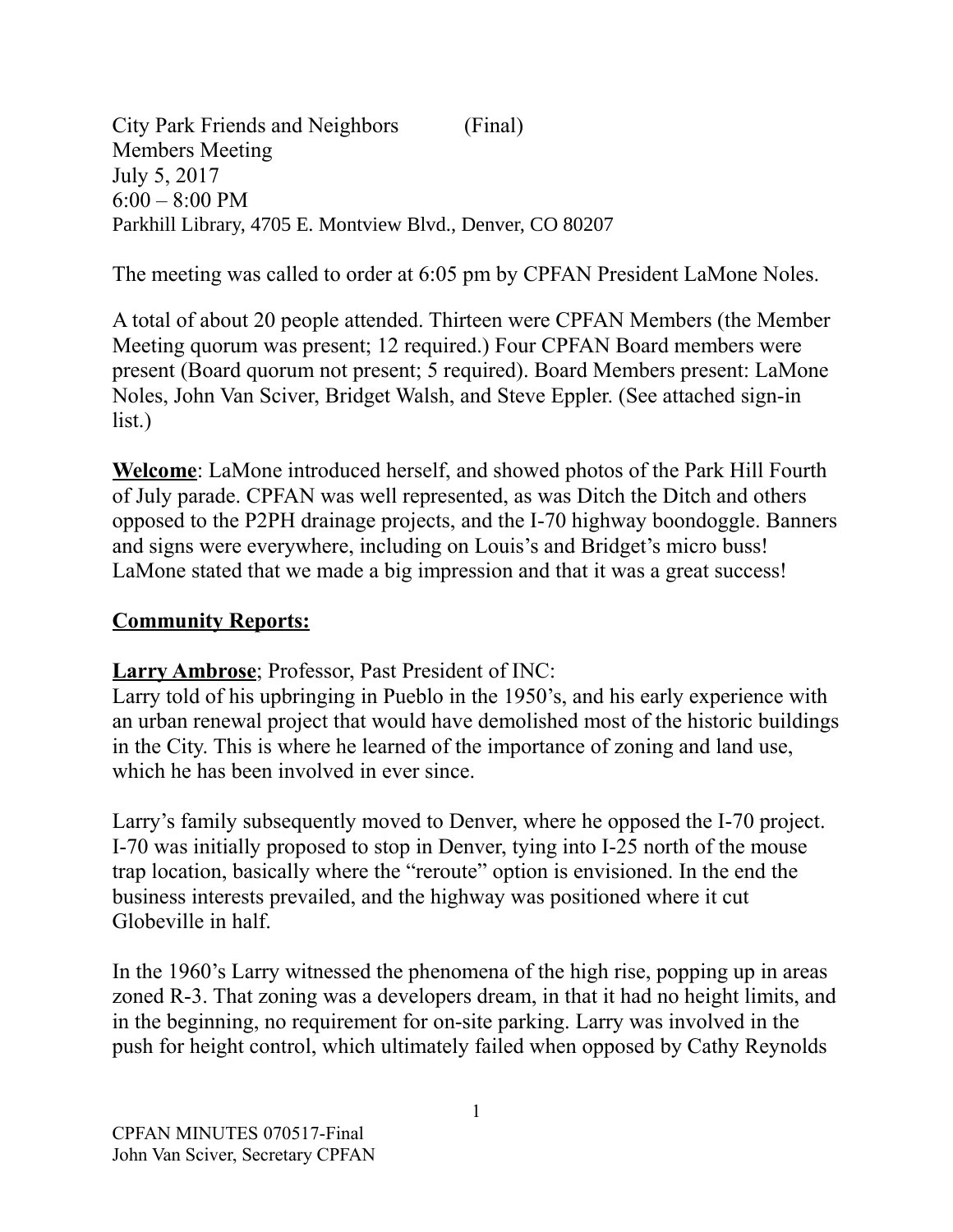City Park Friends and Neighbors (Final)
Members Meeting
July 5, 2017
6:00 – 8:00 PM
Parkhill Library, 4705 E. Montview Blvd., Denver, CO 80207

The meeting was called to order at 6:05 pm by CPFAN President LaMone Noles.

A total of about 20 people attended. Thirteen were CPFAN Members (the Member Meeting quorum was present; 12 required.) Four CPFAN Board members were present (Board quorum not present; 5 required). Board Members present: LaMone Noles, John Van Sciver, Bridget Walsh, and Steve Eppler. (See attached sign-in list.)

**Welcome**: LaMone introduced herself, and showed photos of the Park Hill Fourth of July parade. CPFAN was well represented, as was Ditch the Ditch and others opposed to the P2PH drainage projects, and the I-70 highway boondoggle. Banners and signs were everywhere, including on Louis's and Bridget's micro buss! LaMone stated that we made a big impression and that it was a great success!

## Community Reports:

**Larry Ambrose**; Professor, Past President of INC:
Larry told of his upbringing in Pueblo in the 1950's, and his early experience with an urban renewal project that would have demolished most of the historic buildings in the City. This is where he learned of the importance of zoning and land use, which he has been involved in ever since.

Larry's family subsequently moved to Denver, where he opposed the I-70 project. I-70 was initially proposed to stop in Denver, tying into I-25 north of the mouse trap location, basically where the "reroute" option is envisioned. In the end the business interests prevailed, and the highway was positioned where it cut Globeville in half.

In the 1960's Larry witnessed the phenomena of the high rise, popping up in areas zoned R-3. That zoning was a developers dream, in that it had no height limits, and in the beginning, no requirement for on-site parking. Larry was involved in the push for height control, which ultimately failed when opposed by Cathy Reynolds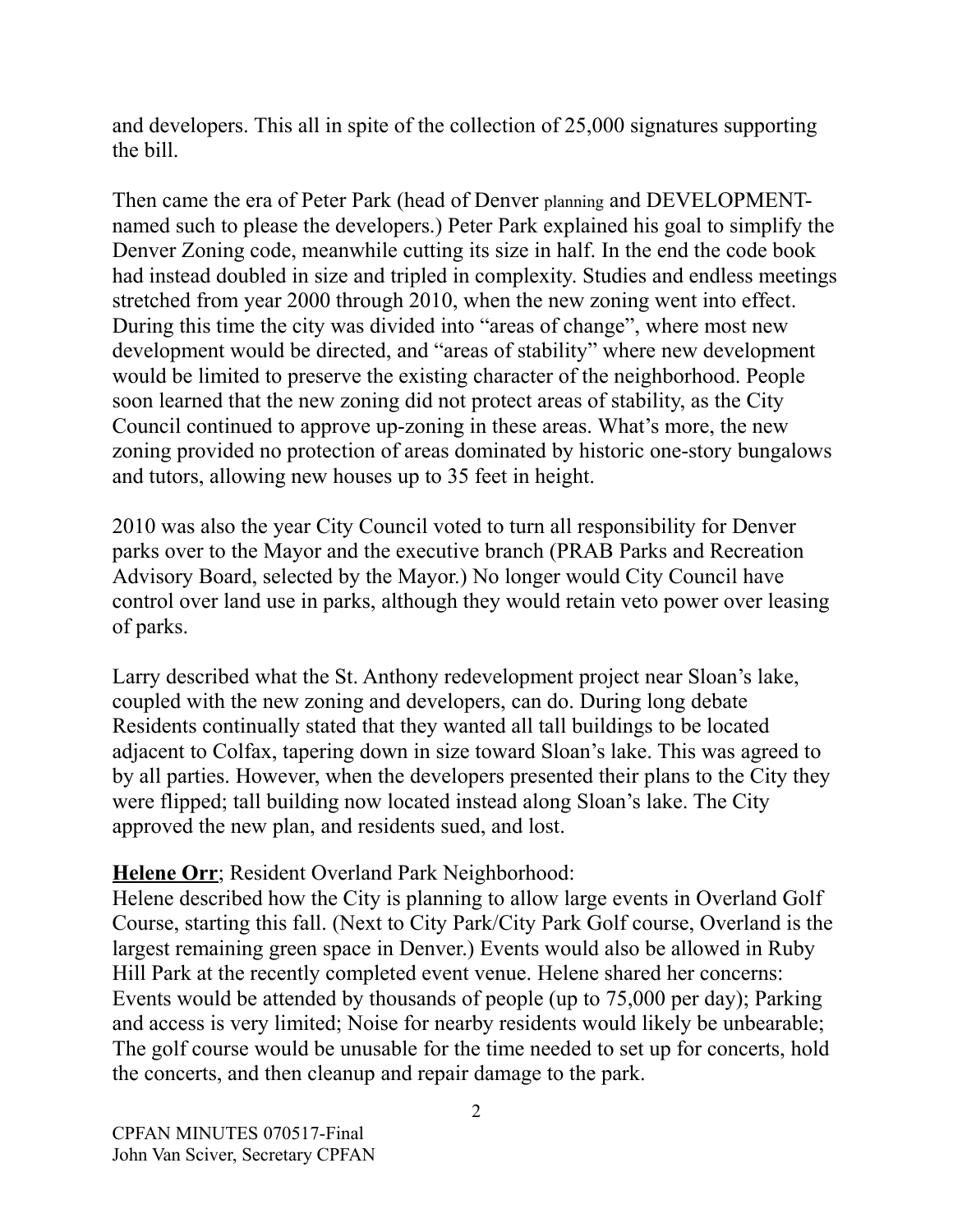and developers. This all in spite of the collection of 25,000 signatures supporting the bill.

Then came the era of Peter Park (head of Denver planning and DEVELOPMENT-named such to please the developers.) Peter Park explained his goal to simplify the Denver Zoning code, meanwhile cutting its size in half. In the end the code book had instead doubled in size and tripled in complexity. Studies and endless meetings stretched from year 2000 through 2010, when the new zoning went into effect. During this time the city was divided into "areas of change", where most new development would be directed, and "areas of stability" where new development would be limited to preserve the existing character of the neighborhood. People soon learned that the new zoning did not protect areas of stability, as the City Council continued to approve up-zoning in these areas. What's more, the new zoning provided no protection of areas dominated by historic one-story bungalows and tutors, allowing new houses up to 35 feet in height.

2010 was also the year City Council voted to turn all responsibility for Denver parks over to the Mayor and the executive branch (PRAB Parks and Recreation Advisory Board, selected by the Mayor.) No longer would City Council have control over land use in parks, although they would retain veto power over leasing of parks.

Larry described what the St. Anthony redevelopment project near Sloan's lake, coupled with the new zoning and developers, can do. During long debate Residents continually stated that they wanted all tall buildings to be located adjacent to Colfax, tapering down in size toward Sloan's lake. This was agreed to by all parties. However, when the developers presented their plans to the City they were flipped; tall building now located instead along Sloan's lake. The City approved the new plan, and residents sued, and lost.

**Helene Orr**; Resident Overland Park Neighborhood:
Helene described how the City is planning to allow large events in Overland Golf Course, starting this fall. (Next to City Park/City Park Golf course, Overland is the largest remaining green space in Denver.) Events would also be allowed in Ruby Hill Park at the recently completed event venue. Helene shared her concerns: Events would be attended by thousands of people (up to 75,000 per day); Parking and access is very limited; Noise for nearby residents would likely be unbearable; The golf course would be unusable for the time needed to set up for concerts, hold the concerts, and then cleanup and repair damage to the park.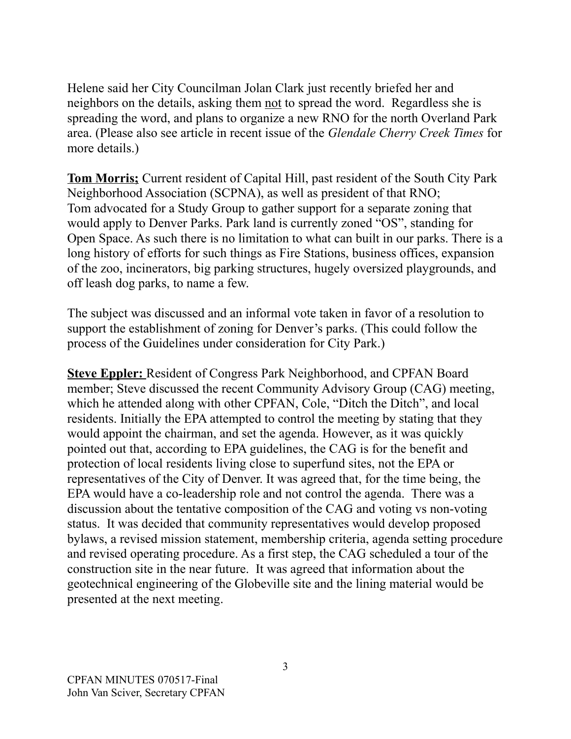Helene said her City Councilman Jolan Clark just recently briefed her and neighbors on the details, asking them <u>not</u> to spread the word. Regardless she is spreading the word, and plans to organize a new RNO for the north Overland Park area. (Please also see article in recent issue of the *Glendale Cherry Creek Times* for more details.)

**<u>Tom Morris;</u>** Current resident of Capital Hill, past resident of the South City Park Neighborhood Association (SCPNA), as well as president of that RNO; Tom advocated for a Study Group to gather support for a separate zoning that would apply to Denver Parks. Park land is currently zoned "OS", standing for Open Space. As such there is no limitation to what can built in our parks. There is a long history of efforts for such things as Fire Stations, business offices, expansion of the zoo, incinerators, big parking structures, hugely oversized playgrounds, and off leash dog parks, to name a few.

The subject was discussed and an informal vote taken in favor of a resolution to support the establishment of zoning for Denver's parks. (This could follow the process of the Guidelines under consideration for City Park.)

**<u>Steve Eppler:</u>** Resident of Congress Park Neighborhood, and CPFAN Board member; Steve discussed the recent Community Advisory Group (CAG) meeting, which he attended along with other CPFAN, Cole, "Ditch the Ditch", and local residents. Initially the EPA attempted to control the meeting by stating that they would appoint the chairman, and set the agenda. However, as it was quickly pointed out that, according to EPA guidelines, the CAG is for the benefit and protection of local residents living close to superfund sites, not the EPA or representatives of the City of Denver. It was agreed that, for the time being, the EPA would have a co-leadership role and not control the agenda. There was a discussion about the tentative composition of the CAG and voting vs non-voting status. It was decided that community representatives would develop proposed bylaws, a revised mission statement, membership criteria, agenda setting procedure and revised operating procedure. As a first step, the CAG scheduled a tour of the construction site in the near future. It was agreed that information about the geotechnical engineering of the Globeville site and the lining material would be presented at the next meeting.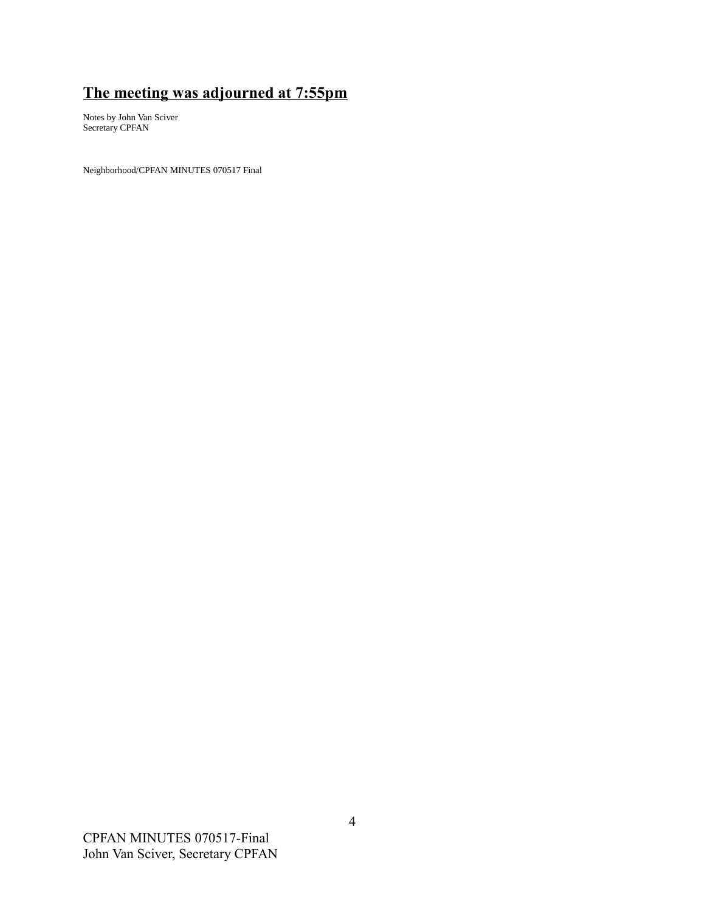**The meeting was adjourned at 7:55pm**

Notes by John Van Sciver
Secretary CPFAN

Neighborhood/CPFAN MINUTES 070517 Final